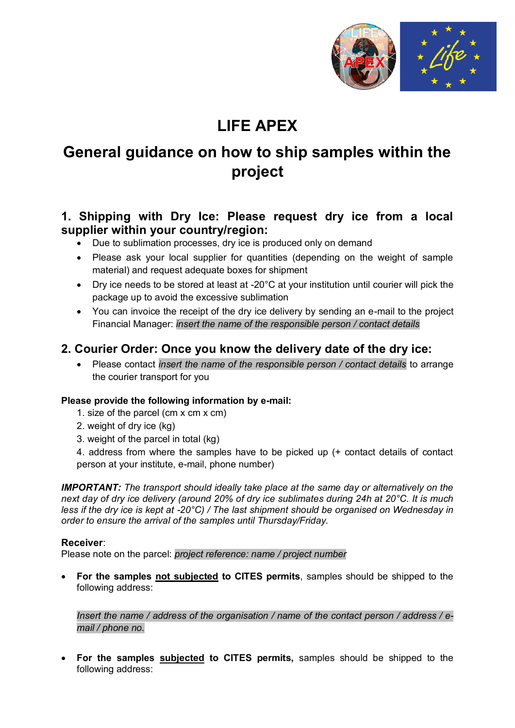# LIFE APEX

# General guidance on how to ship samples within the project

## 1. Shipping with Dry Ice: Please request dry ice from a local supplier within your country/region:

- Due to sublimation processes, dry ice is produced only on demand
- Please ask your local supplier for quantities (depending on the weight of sample material) and request adequate boxes for shipment
- Dry ice needs to be stored at least at -20°C at your institution until courier will pick the package up to avoid the excessive sublimation
- You can invoice the receipt of the dry ice delivery by sending an e-mail to the project Financial Manager: *insert the name of the responsible person / contact details*

## 2. Courier Order: Once you know the delivery date of the dry ice:

- Please contact *insert the name of the responsible person / contact details* to arrange the courier transport for you

**Please provide the following information by e-mail:**

1. size of the parcel (cm x cm x cm)
2. weight of dry ice (kg)
3. weight of the parcel in total (kg)
4. address from where the samples have to be picked up (+ contact details of contact person at your institute, e-mail, phone number)

***IMPORTANT:*** *The transport should ideally take place at the same day or alternatively on the next day of dry ice delivery (around 20% of dry ice sublimates during 24h at 20°C. It is much less if the dry ice is kept at -20°C) / The last shipment should be organised on Wednesday in order to ensure the arrival of the samples until Thursday/Friday.*

**Receiver**:
Please note on the parcel: *project reference: name / project number*

- **For the samples <u>not subjected</u> to CITES permits**, samples should be shipped to the following address:

  *Insert the name / address of the organisation / name of the contact person / address / e-mail / phone no.*

- **For the samples <u>subjected</u> to CITES permits,** samples should be shipped to the following address: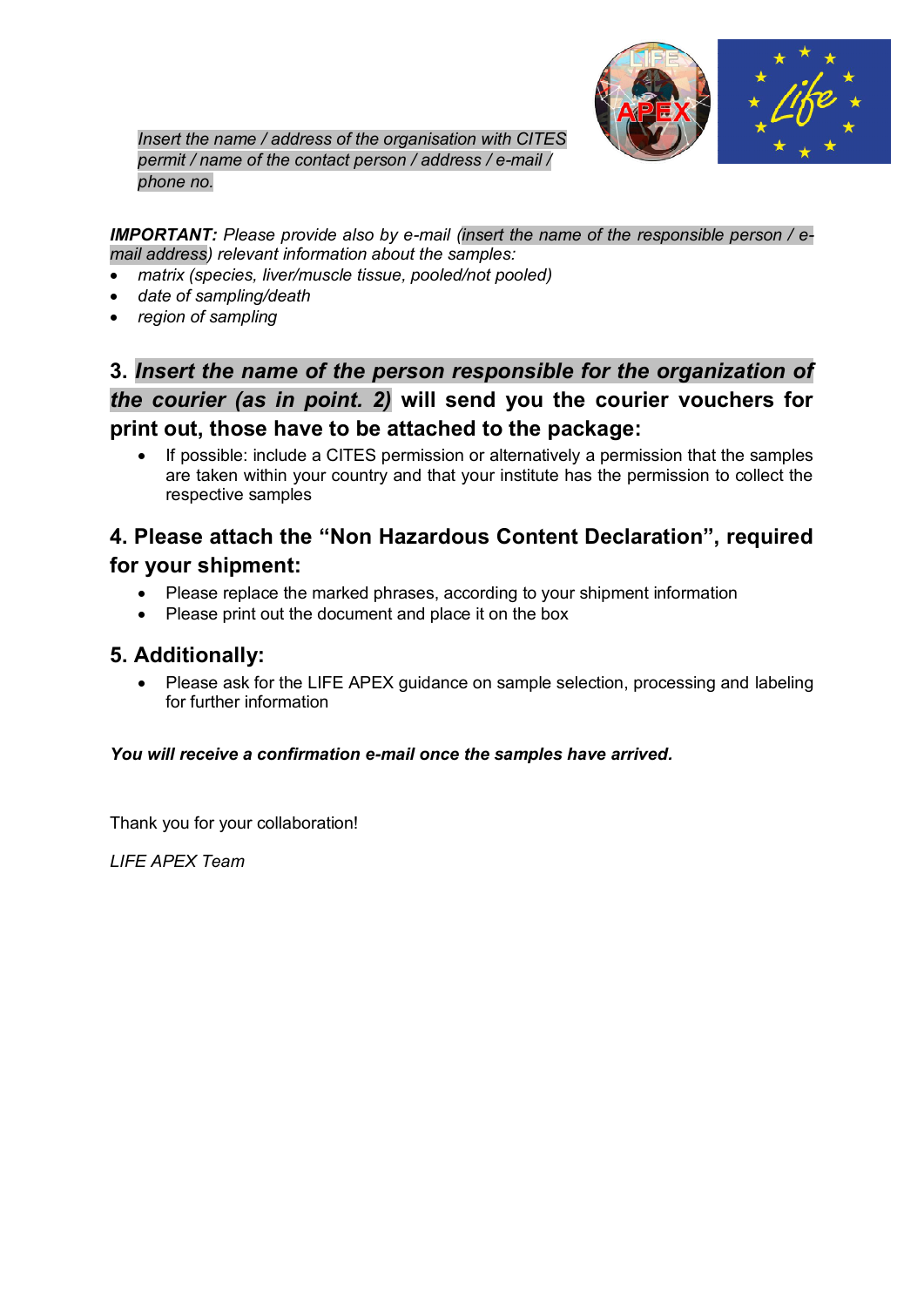*Insert the name / address of the organisation with CITES permit / name of the contact person / address / e-mail / phone no.*

***IMPORTANT:*** *Please provide also by e-mail (insert the name of the responsible person / e-mail address) relevant information about the samples:*

- *matrix (species, liver/muscle tissue, pooled/not pooled)*
- *date of sampling/death*
- *region of sampling*

### 3. *Insert the name of the person responsible for the organization of the courier (as in point. 2)* will send you the courier vouchers for print out, those have to be attached to the package:

- If possible: include a CITES permission or alternatively a permission that the samples are taken within your country and that your institute has the permission to collect the respective samples

### 4. Please attach the “Non Hazardous Content Declaration”, required for your shipment:

- Please replace the marked phrases, according to your shipment information
- Please print out the document and place it on the box

### 5. Additionally:

- Please ask for the LIFE APEX guidance on sample selection, processing and labeling for further information

***You will receive a confirmation e-mail once the samples have arrived.***

Thank you for your collaboration!

*LIFE APEX Team*